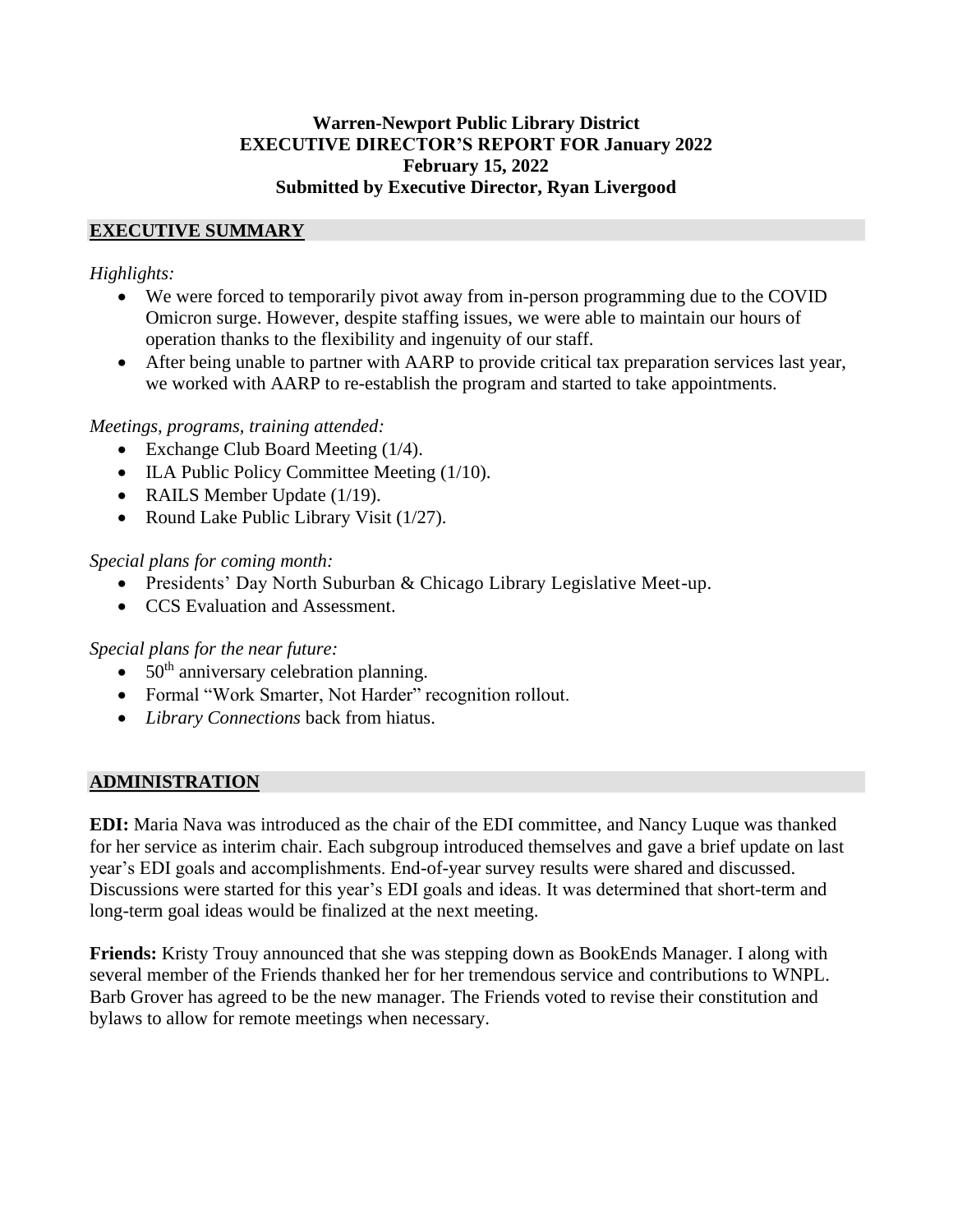**Warren-Newport Public Library District**
**EXECUTIVE DIRECTOR'S REPORT FOR January 2022**
**February 15, 2022**
**Submitted by Executive Director, Ryan Livergood**

## EXECUTIVE SUMMARY

*Highlights:*

- We were forced to temporarily pivot away from in-person programming due to the COVID Omicron surge. However, despite staffing issues, we were able to maintain our hours of operation thanks to the flexibility and ingenuity of our staff.
- After being unable to partner with AARP to provide critical tax preparation services last year, we worked with AARP to re-establish the program and started to take appointments.

*Meetings, programs, training attended:*

- Exchange Club Board Meeting (1/4).
- ILA Public Policy Committee Meeting (1/10).
- RAILS Member Update (1/19).
- Round Lake Public Library Visit (1/27).

*Special plans for coming month:*

- Presidents' Day North Suburban & Chicago Library Legislative Meet-up.
- CCS Evaluation and Assessment.

*Special plans for the near future:*

- 50th anniversary celebration planning.
- Formal "Work Smarter, Not Harder" recognition rollout.
- *Library Connections* back from hiatus.

## ADMINISTRATION

**EDI:** Maria Nava was introduced as the chair of the EDI committee, and Nancy Luque was thanked for her service as interim chair. Each subgroup introduced themselves and gave a brief update on last year's EDI goals and accomplishments. End-of-year survey results were shared and discussed. Discussions were started for this year's EDI goals and ideas. It was determined that short-term and long-term goal ideas would be finalized at the next meeting.

**Friends:** Kristy Trouy announced that she was stepping down as BookEnds Manager. I along with several member of the Friends thanked her for her tremendous service and contributions to WNPL. Barb Grover has agreed to be the new manager. The Friends voted to revise their constitution and bylaws to allow for remote meetings when necessary.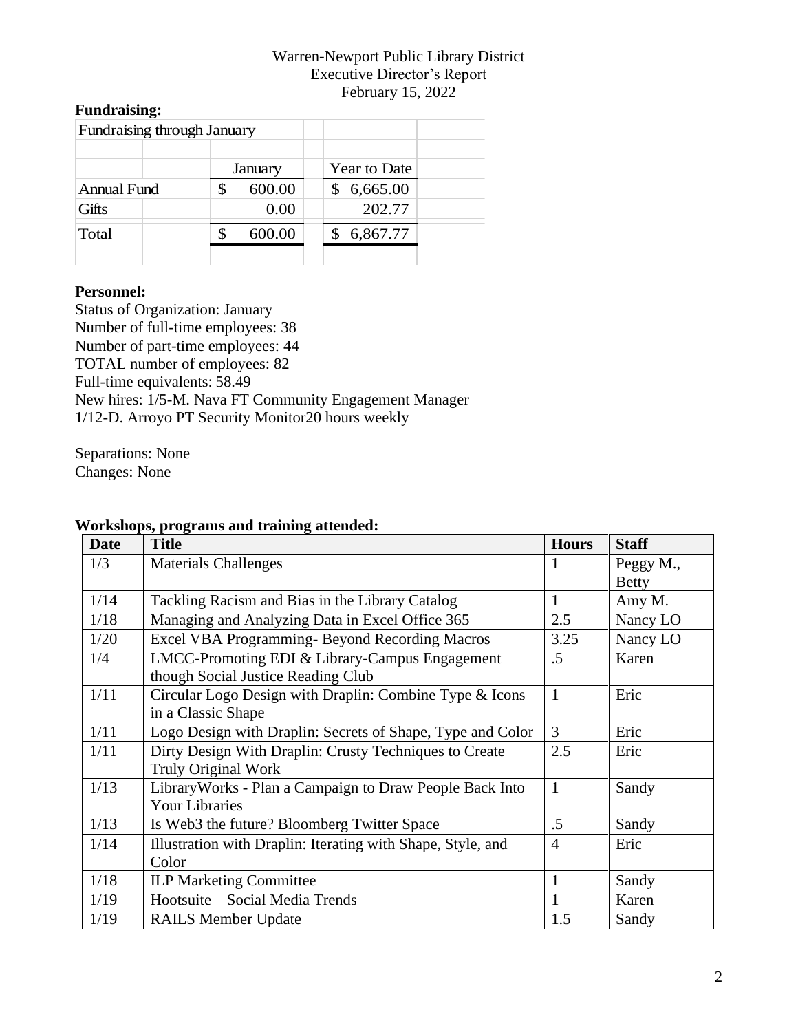Warren-Newport Public Library District
Executive Director's Report
February 15, 2022

**Fundraising:**

| Fundraising through January | | |
|---|---|---|
| | January | Year to Date |
| Annual Fund | $ 600.00 | $ 6,665.00 |
| Gifts | 0.00 | 202.77 |
| Total | $ 600.00 | $ 6,867.77 |

**Personnel:**

Status of Organization: January
Number of full-time employees: 38
Number of part-time employees: 44
TOTAL number of employees: 82
Full-time equivalents: 58.49
New hires: 1/5-M. Nava FT Community Engagement Manager
1/12-D. Arroyo PT Security Monitor20 hours weekly

Separations: None
Changes: None

**Workshops, programs and training attended:**

| Date | Title | Hours | Staff |
|---|---|---|---|
| 1/3 | Materials Challenges | 1 | Peggy M., Betty |
| 1/14 | Tackling Racism and Bias in the Library Catalog | 1 | Amy M. |
| 1/18 | Managing and Analyzing Data in Excel Office 365 | 2.5 | Nancy LO |
| 1/20 | Excel VBA Programming- Beyond Recording Macros | 3.25 | Nancy LO |
| 1/4 | LMCC-Promoting EDI & Library-Campus Engagement though Social Justice Reading Club | .5 | Karen |
| 1/11 | Circular Logo Design with Draplin: Combine Type & Icons in a Classic Shape | 1 | Eric |
| 1/11 | Logo Design with Draplin: Secrets of Shape, Type and Color | 3 | Eric |
| 1/11 | Dirty Design With Draplin: Crusty Techniques to Create Truly Original Work | 2.5 | Eric |
| 1/13 | LibraryWorks - Plan a Campaign to Draw People Back Into Your Libraries | 1 | Sandy |
| 1/13 | Is Web3 the future? Bloomberg Twitter Space | .5 | Sandy |
| 1/14 | Illustration with Draplin: Iterating with Shape, Style, and Color | 4 | Eric |
| 1/18 | ILP Marketing Committee | 1 | Sandy |
| 1/19 | Hootsuite – Social Media Trends | 1 | Karen |
| 1/19 | RAILS Member Update | 1.5 | Sandy |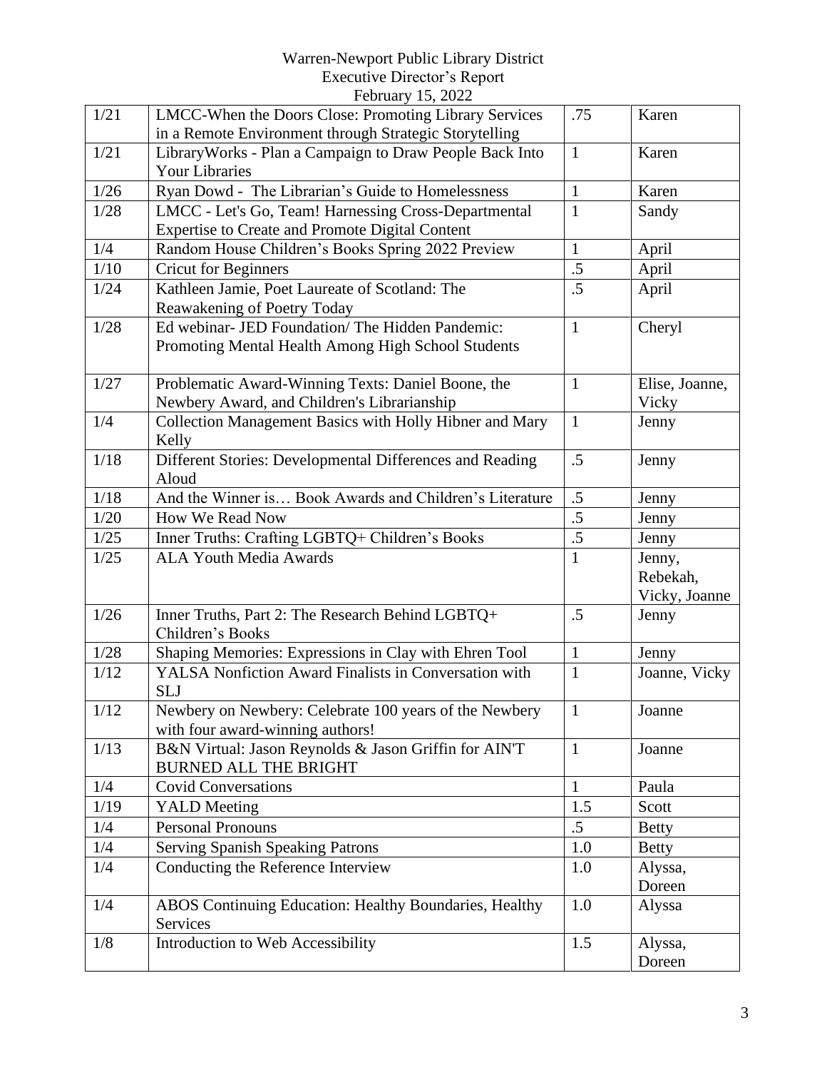Warren-Newport Public Library District
Executive Director's Report
February 15, 2022

| | | | |
|---|---|---|---|
| 1/21 | LMCC-When the Doors Close: Promoting Library Services in a Remote Environment through Strategic Storytelling | .75 | Karen |
| 1/21 | LibraryWorks - Plan a Campaign to Draw People Back Into Your Libraries | 1 | Karen |
| 1/26 | Ryan Dowd - The Librarian's Guide to Homelessness | 1 | Karen |
| 1/28 | LMCC - Let's Go, Team! Harnessing Cross-Departmental Expertise to Create and Promote Digital Content | 1 | Sandy |
| 1/4 | Random House Children's Books Spring 2022 Preview | 1 | April |
| 1/10 | Cricut for Beginners | .5 | April |
| 1/24 | Kathleen Jamie, Poet Laureate of Scotland: The Reawakening of Poetry Today | .5 | April |
| 1/28 | Ed webinar- JED Foundation/ The Hidden Pandemic: Promoting Mental Health Among High School Students | 1 | Cheryl |
| 1/27 | Problematic Award-Winning Texts: Daniel Boone, the Newbery Award, and Children's Librarianship | 1 | Elise, Joanne, Vicky |
| 1/4 | Collection Management Basics with Holly Hibner and Mary Kelly | 1 | Jenny |
| 1/18 | Different Stories: Developmental Differences and Reading Aloud | .5 | Jenny |
| 1/18 | And the Winner is… Book Awards and Children's Literature | .5 | Jenny |
| 1/20 | How We Read Now | .5 | Jenny |
| 1/25 | Inner Truths: Crafting LGBTQ+ Children's Books | .5 | Jenny |
| 1/25 | ALA Youth Media Awards | 1 | Jenny, Rebekah, Vicky, Joanne |
| 1/26 | Inner Truths, Part 2: The Research Behind LGBTQ+ Children's Books | .5 | Jenny |
| 1/28 | Shaping Memories: Expressions in Clay with Ehren Tool | 1 | Jenny |
| 1/12 | YALSA Nonfiction Award Finalists in Conversation with SLJ | 1 | Joanne, Vicky |
| 1/12 | Newbery on Newbery: Celebrate 100 years of the Newbery with four award-winning authors! | 1 | Joanne |
| 1/13 | B&N Virtual: Jason Reynolds & Jason Griffin for AIN'T BURNED ALL THE BRIGHT | 1 | Joanne |
| 1/4 | Covid Conversations | 1 | Paula |
| 1/19 | YALD Meeting | 1.5 | Scott |
| 1/4 | Personal Pronouns | .5 | Betty |
| 1/4 | Serving Spanish Speaking Patrons | 1.0 | Betty |
| 1/4 | Conducting the Reference Interview | 1.0 | Alyssa, Doreen |
| 1/4 | ABOS Continuing Education: Healthy Boundaries, Healthy Services | 1.0 | Alyssa |
| 1/8 | Introduction to Web Accessibility | 1.5 | Alyssa, Doreen |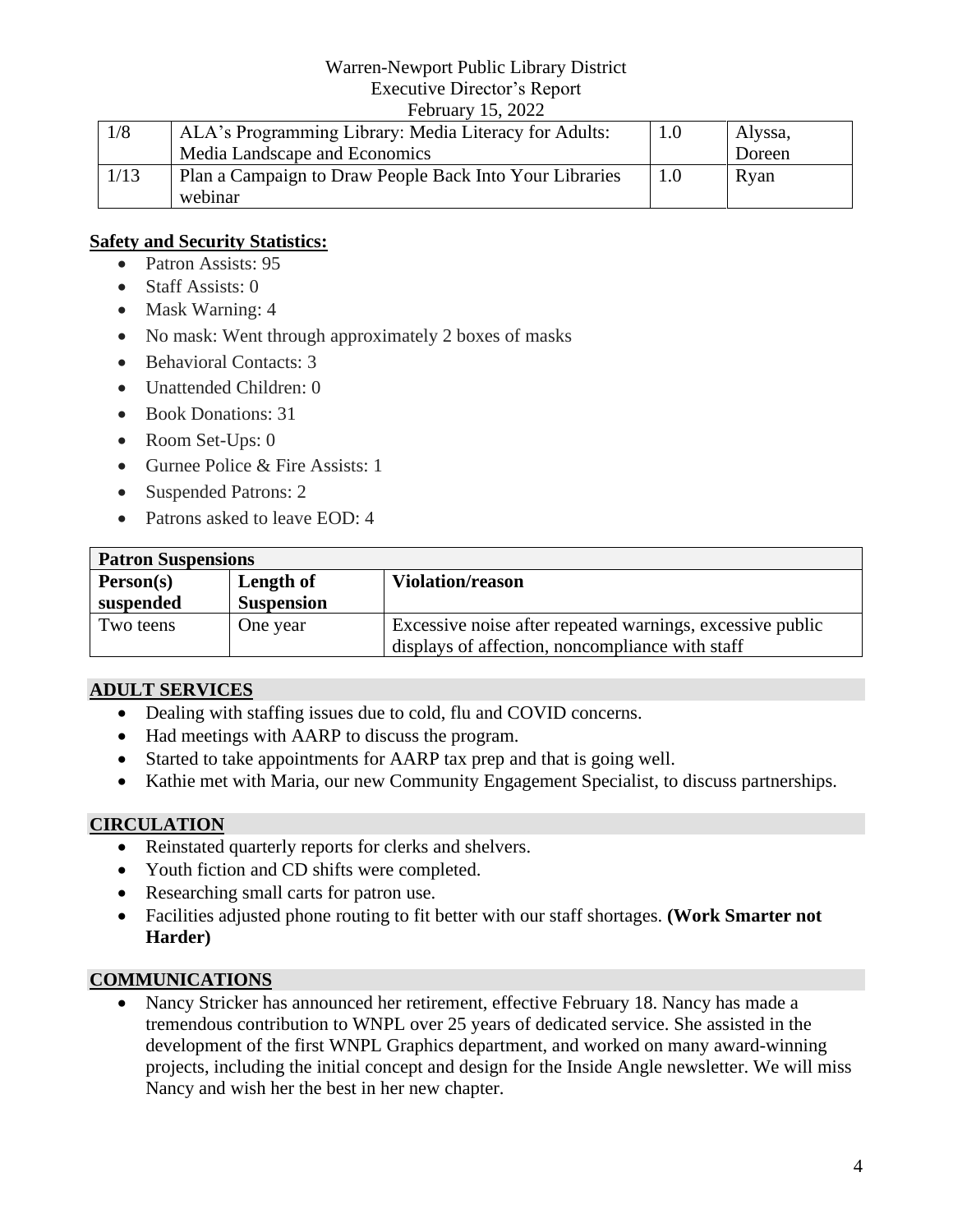| 1/8 | ALA's Programming Library: Media Literacy for Adults: Media Landscape and Economics | 1.0 | Alyssa, Doreen |
|---|---|---|---|
| 1/13 | Plan a Campaign to Draw People Back Into Your Libraries webinar | 1.0 | Ryan |

**Safety and Security Statistics:**

- Patron Assists: 95
- Staff Assists: 0
- Mask Warning: 4
- No mask: Went through approximately 2 boxes of masks
- Behavioral Contacts: 3
- Unattended Children: 0
- Book Donations: 31
- Room Set-Ups: 0
- Gurnee Police & Fire Assists: 1
- Suspended Patrons: 2
- Patrons asked to leave EOD: 4

| **Patron Suspensions** | | |
|---|---|---|
| **Person(s) suspended** | **Length of Suspension** | **Violation/reason** |
| Two teens | One year | Excessive noise after repeated warnings, excessive public displays of affection, noncompliance with staff |

## ADULT SERVICES

- Dealing with staffing issues due to cold, flu and COVID concerns.
- Had meetings with AARP to discuss the program.
- Started to take appointments for AARP tax prep and that is going well.
- Kathie met with Maria, our new Community Engagement Specialist, to discuss partnerships.

## CIRCULATION

- Reinstated quarterly reports for clerks and shelvers.
- Youth fiction and CD shifts were completed.
- Researching small carts for patron use.
- Facilities adjusted phone routing to fit better with our staff shortages. **(Work Smarter not Harder)**

## COMMUNICATIONS

- Nancy Stricker has announced her retirement, effective February 18. Nancy has made a tremendous contribution to WNPL over 25 years of dedicated service. She assisted in the development of the first WNPL Graphics department, and worked on many award-winning projects, including the initial concept and design for the Inside Angle newsletter. We will miss Nancy and wish her the best in her new chapter.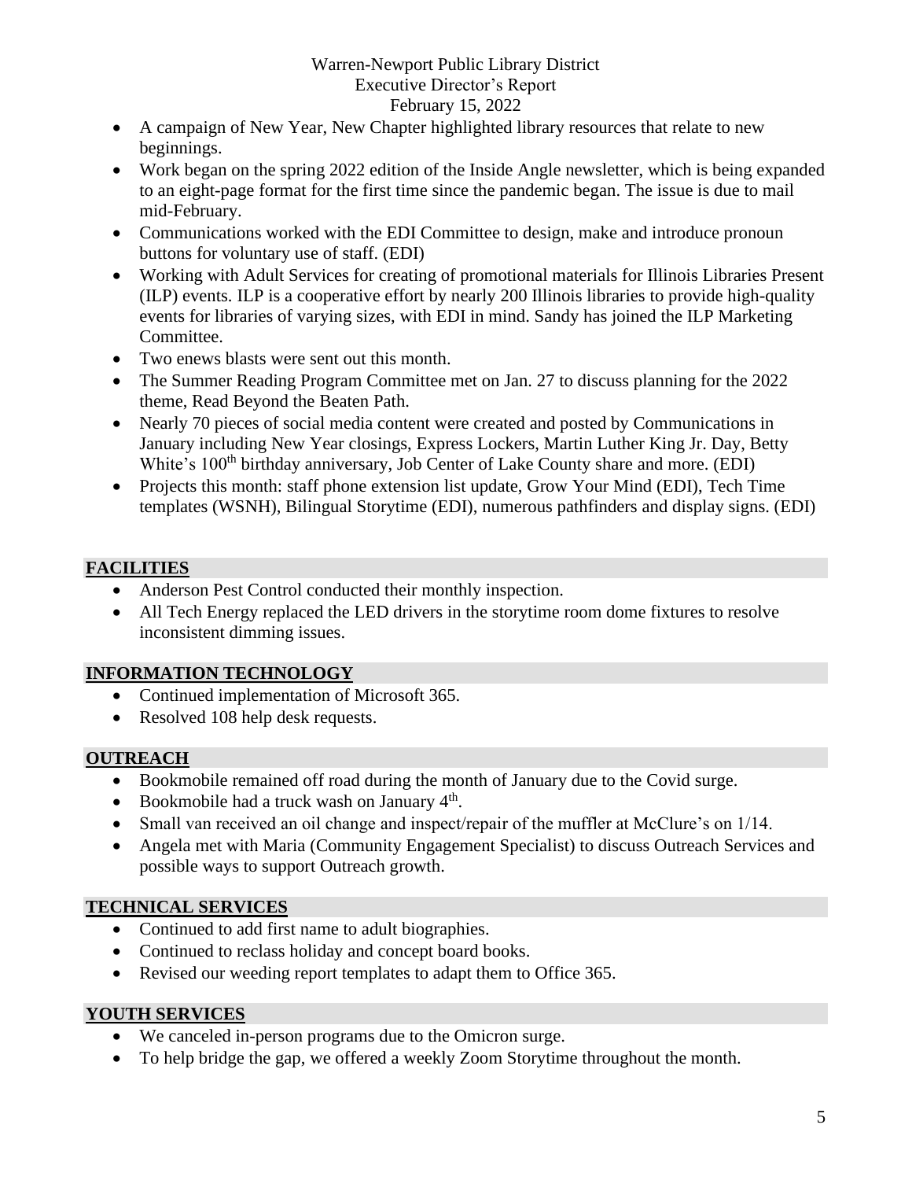- A campaign of New Year, New Chapter highlighted library resources that relate to new beginnings.
- Work began on the spring 2022 edition of the Inside Angle newsletter, which is being expanded to an eight-page format for the first time since the pandemic began. The issue is due to mail mid-February.
- Communications worked with the EDI Committee to design, make and introduce pronoun buttons for voluntary use of staff. (EDI)
- Working with Adult Services for creating of promotional materials for Illinois Libraries Present (ILP) events. ILP is a cooperative effort by nearly 200 Illinois libraries to provide high-quality events for libraries of varying sizes, with EDI in mind. Sandy has joined the ILP Marketing Committee.
- Two enews blasts were sent out this month.
- The Summer Reading Program Committee met on Jan. 27 to discuss planning for the 2022 theme, Read Beyond the Beaten Path.
- Nearly 70 pieces of social media content were created and posted by Communications in January including New Year closings, Express Lockers, Martin Luther King Jr. Day, Betty White's 100th birthday anniversary, Job Center of Lake County share and more. (EDI)
- Projects this month: staff phone extension list update, Grow Your Mind (EDI), Tech Time templates (WSNH), Bilingual Storytime (EDI), numerous pathfinders and display signs. (EDI)

## FACILITIES

- Anderson Pest Control conducted their monthly inspection.
- All Tech Energy replaced the LED drivers in the storytime room dome fixtures to resolve inconsistent dimming issues.

## INFORMATION TECHNOLOGY

- Continued implementation of Microsoft 365.
- Resolved 108 help desk requests.

## OUTREACH

- Bookmobile remained off road during the month of January due to the Covid surge.
- Bookmobile had a truck wash on January 4th.
- Small van received an oil change and inspect/repair of the muffler at McClure's on 1/14.
- Angela met with Maria (Community Engagement Specialist) to discuss Outreach Services and possible ways to support Outreach growth.

## TECHNICAL SERVICES

- Continued to add first name to adult biographies.
- Continued to reclass holiday and concept board books.
- Revised our weeding report templates to adapt them to Office 365.

## YOUTH SERVICES

- We canceled in-person programs due to the Omicron surge.
- To help bridge the gap, we offered a weekly Zoom Storytime throughout the month.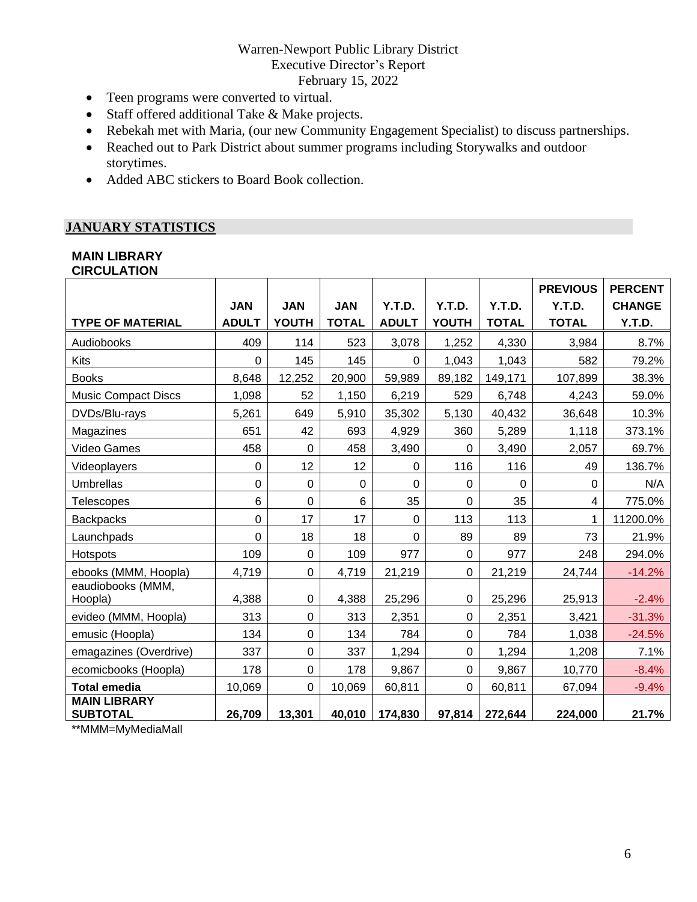- Teen programs were converted to virtual.
- Staff offered additional Take & Make projects.
- Rebekah met with Maria, (our new Community Engagement Specialist) to discuss partnerships.
- Reached out to Park District about summer programs including Storywalks and outdoor storytimes.
- Added ABC stickers to Board Book collection.

## JANUARY STATISTICS

**MAIN LIBRARY CIRCULATION**

| TYPE OF MATERIAL | JAN ADULT | JAN YOUTH | JAN TOTAL | Y.T.D. ADULT | Y.T.D. YOUTH | Y.T.D. TOTAL | PREVIOUS Y.T.D. TOTAL | PERCENT CHANGE Y.T.D. |
|---|---|---|---|---|---|---|---|---|
| Audiobooks | 409 | 114 | 523 | 3,078 | 1,252 | 4,330 | 3,984 | 8.7% |
| Kits | 0 | 145 | 145 | 0 | 1,043 | 1,043 | 582 | 79.2% |
| Books | 8,648 | 12,252 | 20,900 | 59,989 | 89,182 | 149,171 | 107,899 | 38.3% |
| Music Compact Discs | 1,098 | 52 | 1,150 | 6,219 | 529 | 6,748 | 4,243 | 59.0% |
| DVDs/Blu-rays | 5,261 | 649 | 5,910 | 35,302 | 5,130 | 40,432 | 36,648 | 10.3% |
| Magazines | 651 | 42 | 693 | 4,929 | 360 | 5,289 | 1,118 | 373.1% |
| Video Games | 458 | 0 | 458 | 3,490 | 0 | 3,490 | 2,057 | 69.7% |
| Videoplayers | 0 | 12 | 12 | 0 | 116 | 116 | 49 | 136.7% |
| Umbrellas | 0 | 0 | 0 | 0 | 0 | 0 | 0 | N/A |
| Telescopes | 6 | 0 | 6 | 35 | 0 | 35 | 4 | 775.0% |
| Backpacks | 0 | 17 | 17 | 0 | 113 | 113 | 1 | 11200.0% |
| Launchpads | 0 | 18 | 18 | 0 | 89 | 89 | 73 | 21.9% |
| Hotspots | 109 | 0 | 109 | 977 | 0 | 977 | 248 | 294.0% |
| ebooks (MMM, Hoopla) | 4,719 | 0 | 4,719 | 21,219 | 0 | 21,219 | 24,744 | -14.2% |
| eaudiobooks (MMM, Hoopla) | 4,388 | 0 | 4,388 | 25,296 | 0 | 25,296 | 25,913 | -2.4% |
| evideo (MMM, Hoopla) | 313 | 0 | 313 | 2,351 | 0 | 2,351 | 3,421 | -31.3% |
| emusic (Hoopla) | 134 | 0 | 134 | 784 | 0 | 784 | 1,038 | -24.5% |
| emagazines (Overdrive) | 337 | 0 | 337 | 1,294 | 0 | 1,294 | 1,208 | 7.1% |
| ecomicbooks (Hoopla) | 178 | 0 | 178 | 9,867 | 0 | 9,867 | 10,770 | -8.4% |
| **Total emedia** | 10,069 | 0 | 10,069 | 60,811 | 0 | 60,811 | 67,094 | -9.4% |
| **MAIN LIBRARY SUBTOTAL** | **26,709** | **13,301** | **40,010** | **174,830** | **97,814** | **272,644** | **224,000** | **21.7%** |

**MMM=MyMediaMall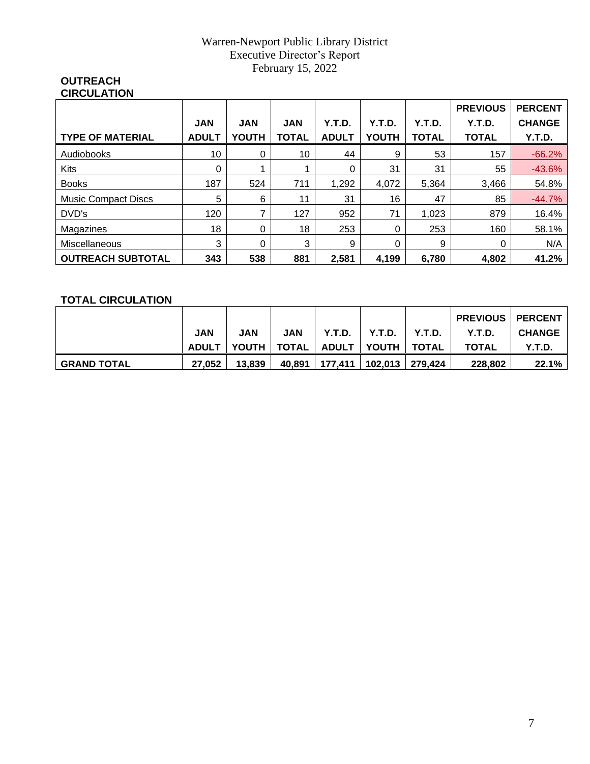Warren-Newport Public Library District
Executive Director's Report
February 15, 2022

**OUTREACH CIRCULATION**

| TYPE OF MATERIAL | JAN ADULT | JAN YOUTH | JAN TOTAL | Y.T.D. ADULT | Y.T.D. YOUTH | Y.T.D. TOTAL | PREVIOUS Y.T.D. TOTAL | PERCENT CHANGE Y.T.D. |
|---|---|---|---|---|---|---|---|---|
| Audiobooks | 10 | 0 | 10 | 44 | 9 | 53 | 157 | -66.2% |
| Kits | 0 | 1 | 1 | 0 | 31 | 31 | 55 | -43.6% |
| Books | 187 | 524 | 711 | 1,292 | 4,072 | 5,364 | 3,466 | 54.8% |
| Music Compact Discs | 5 | 6 | 11 | 31 | 16 | 47 | 85 | -44.7% |
| DVD's | 120 | 7 | 127 | 952 | 71 | 1,023 | 879 | 16.4% |
| Magazines | 18 | 0 | 18 | 253 | 0 | 253 | 160 | 58.1% |
| Miscellaneous | 3 | 0 | 3 | 9 | 0 | 9 | 0 | N/A |
| **OUTREACH SUBTOTAL** | **343** | **538** | **881** | **2,581** | **4,199** | **6,780** | **4,802** | **41.2%** |

**TOTAL CIRCULATION**

| | JAN ADULT | JAN YOUTH | JAN TOTAL | Y.T.D. ADULT | Y.T.D. YOUTH | Y.T.D. TOTAL | PREVIOUS Y.T.D. TOTAL | PERCENT CHANGE Y.T.D. |
|---|---|---|---|---|---|---|---|---|
| **GRAND TOTAL** | **27,052** | **13,839** | **40,891** | **177,411** | **102,013** | **279,424** | **228,802** | **22.1%** |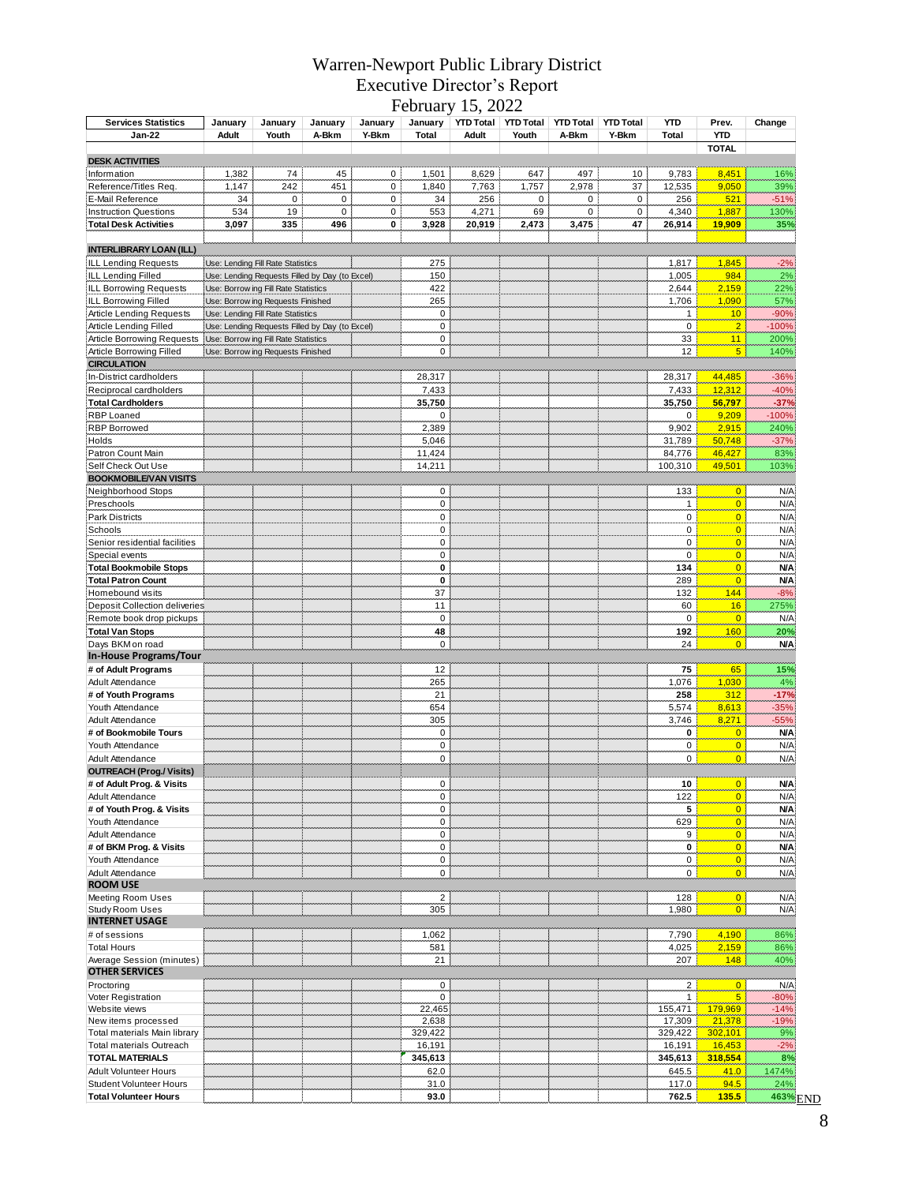# Warren-Newport Public Library District
## Executive Director's Report
### February 15, 2022

| Services Statistics Jan-22 | January Adult | January Youth | January A-Bkm | January Y-Bkm | January Total | YTD Total Adult | YTD Total Youth | YTD Total A-Bkm | YTD Total Y-Bkm | YTD Total | Prev. YTD TOTAL | Change |
|---|---|---|---|---|---|---|---|---|---|---|---|---|
| **DESK ACTIVITIES** | | | | | | | | | | | | |
| Information | 1,382 | 74 | 45 | 0 | 1,501 | 8,629 | 647 | 497 | 10 | 9,783 | 8,451 | 16% |
| Reference/Titles Req. | 1,147 | 242 | 451 | 0 | 1,840 | 7,763 | 1,757 | 2,978 | 37 | 12,535 | 9,050 | 39% |
| E-Mail Reference | 34 | 0 | 0 | 0 | 34 | 256 | 0 | 0 | 0 | 256 | 521 | -51% |
| Instruction Questions | 534 | 19 | 0 | 0 | 553 | 4,271 | 69 | 0 | 0 | 4,340 | 1,887 | 130% |
| **Total Desk Activities** | **3,097** | **335** | **496** | **0** | **3,928** | **20,919** | **2,473** | **3,475** | **47** | **26,914** | **19,909** | **35%** |
| **INTERLIBRARY LOAN (ILL)** | | | | | | | | | | | | |
| ILL Lending Requests | Use: Lending Fill Rate Statistics | | | | 275 | | | | | 1,817 | 1,845 | -2% |
| ILL Lending Filled | Use: Lending Requests Filled by Day (to Excel) | | | | 150 | | | | | 1,005 | 984 | 2% |
| ILL Borrowing Requests | Use: Borrowing Fill Rate Statistics | | | | 422 | | | | | 2,644 | 2,159 | 22% |
| ILL Borrowing Filled | Use: Borrowing Requests Finished | | | | 265 | | | | | 1,706 | 1,090 | 57% |
| Article Lending Requests | Use: Lending Fill Rate Statistics | | | | 0 | | | | | 1 | 10 | -90% |
| Article Lending Filled | Use: Lending Requests Filled by Day (to Excel) | | | | 0 | | | | | 0 | 2 | -100% |
| Article Borrowing Requests | Use: Borrowing Fill Rate Statistics | | | | 0 | | | | | 33 | 11 | 200% |
| Article Borrowing Filled | Use: Borrowing Requests Finished | | | | 0 | | | | | 12 | 5 | 140% |
| **CIRCULATION** | | | | | | | | | | | | |
| In-District cardholders | | | | | 28,317 | | | | | 28,317 | 44,485 | -36% |
| Reciprocal cardholders | | | | | 7,433 | | | | | 7,433 | 12,312 | -40% |
| **Total Cardholders** | | | | | **35,750** | | | | | **35,750** | **56,797** | **-37%** |
| RBP Loaned | | | | | 0 | | | | | 0 | 9,209 | -100% |
| RBP Borrowed | | | | | 2,389 | | | | | 9,902 | 2,915 | 240% |
| Holds | | | | | 5,046 | | | | | 31,789 | 50,748 | -37% |
| Patron Count Main | | | | | 11,424 | | | | | 84,776 | 46,427 | 83% |
| Self Check Out Use | | | | | 14,211 | | | | | 100,310 | 49,501 | 103% |
| **BOOKMOBILE/VAN VISITS** | | | | | | | | | | | | |
| Neighborhood Stops | | | | | 0 | | | | | 133 | 0 | N/A |
| Preschools | | | | | 0 | | | | | 1 | 0 | N/A |
| Park Districts | | | | | 0 | | | | | 0 | 0 | N/A |
| Schools | | | | | 0 | | | | | 0 | 0 | N/A |
| Senior residential facilities | | | | | 0 | | | | | 0 | 0 | N/A |
| Special events | | | | | 0 | | | | | 0 | 0 | N/A |
| **Total Bookmobile Stops** | | | | | **0** | | | | | **134** | **0** | **N/A** |
| **Total Patron Count** | | | | | **0** | | | | | 289 | 0 | N/A |
| Homebound visits | | | | | 37 | | | | | 132 | 144 | -8% |
| Deposit Collection deliveries | | | | | 11 | | | | | 60 | 16 | 275% |
| Remote book drop pickups | | | | | 0 | | | | | 0 | 0 | N/A |
| **Total Van Stops** | | | | | **48** | | | | | **192** | **160** | **20%** |
| Days BKM on road | | | | | 0 | | | | | 24 | 0 | N/A |
| **In-House Programs/Tour** | | | | | | | | | | | | |
| **# of Adult Programs** | | | | | 12 | | | | | **75** | 65 | **15%** |
| Adult Attendance | | | | | 265 | | | | | 1,076 | 1,030 | 4% |
| **# of Youth Programs** | | | | | 21 | | | | | **258** | 312 | **-17%** |
| Youth Attendance | | | | | 654 | | | | | 5,574 | 8,613 | -35% |
| Adult Attendance | | | | | 305 | | | | | 3,746 | 8,271 | -55% |
| **# of Bookmobile Tours** | | | | | 0 | | | | | **0** | 0 | **N/A** |
| Youth Attendance | | | | | 0 | | | | | 0 | 0 | N/A |
| Adult Attendance | | | | | 0 | | | | | 0 | 0 | N/A |
| **OUTREACH (Prog./Visits)** | | | | | | | | | | | | |
| **# of Adult Prog. & Visits** | | | | | 0 | | | | | **10** | 0 | **N/A** |
| Adult Attendance | | | | | 0 | | | | | 122 | 0 | N/A |
| **# of Youth Prog. & Visits** | | | | | 0 | | | | | **5** | 0 | **N/A** |
| Youth Attendance | | | | | 0 | | | | | 629 | 0 | N/A |
| Adult Attendance | | | | | 0 | | | | | 9 | 0 | N/A |
| **# of BKM Prog. & Visits** | | | | | 0 | | | | | **0** | 0 | **N/A** |
| Youth Attendance | | | | | 0 | | | | | 0 | 0 | N/A |
| Adult Attendance | | | | | 0 | | | | | 0 | 0 | N/A |
| **ROOM USE** | | | | | | | | | | | | |
| Meeting Room Uses | | | | | 2 | | | | | 128 | 0 | N/A |
| Study Room Uses | | | | | 305 | | | | | 1,980 | 0 | N/A |
| **INTERNET USAGE** | | | | | | | | | | | | |
| # of sessions | | | | | 1,062 | | | | | 7,790 | 4,190 | 86% |
| Total Hours | | | | | 581 | | | | | 4,025 | 2,159 | 86% |
| Average Session (minutes) | | | | | 21 | | | | | 207 | 148 | 40% |
| **OTHER SERVICES** | | | | | | | | | | | | |
| Proctoring | | | | | 0 | | | | | 2 | 0 | N/A |
| Voter Registration | | | | | 0 | | | | | 1 | 5 | -80% |
| Website views | | | | | 22,465 | | | | | 155,471 | 179,969 | -14% |
| New items processed | | | | | 2,638 | | | | | 17,309 | 21,378 | -19% |
| Total materials Main library | | | | | 329,422 | | | | | 329,422 | 302,101 | 9% |
| Total materials Outreach | | | | | 16,191 | | | | | 16,191 | 16,453 | -2% |
| **TOTAL MATERIALS** | | | | | **345,613** | | | | | **345,613** | **318,554** | **8%** |
| Adult Volunteer Hours | | | | | 62.0 | | | | | 645.5 | 41.0 | 1474% |
| Student Volunteer Hours | | | | | 31.0 | | | | | 117.0 | 94.5 | 24% |
| **Total Volunteer Hours** | | | | | **93.0** | | | | | **762.5** | **135.5** | **463%** |

END